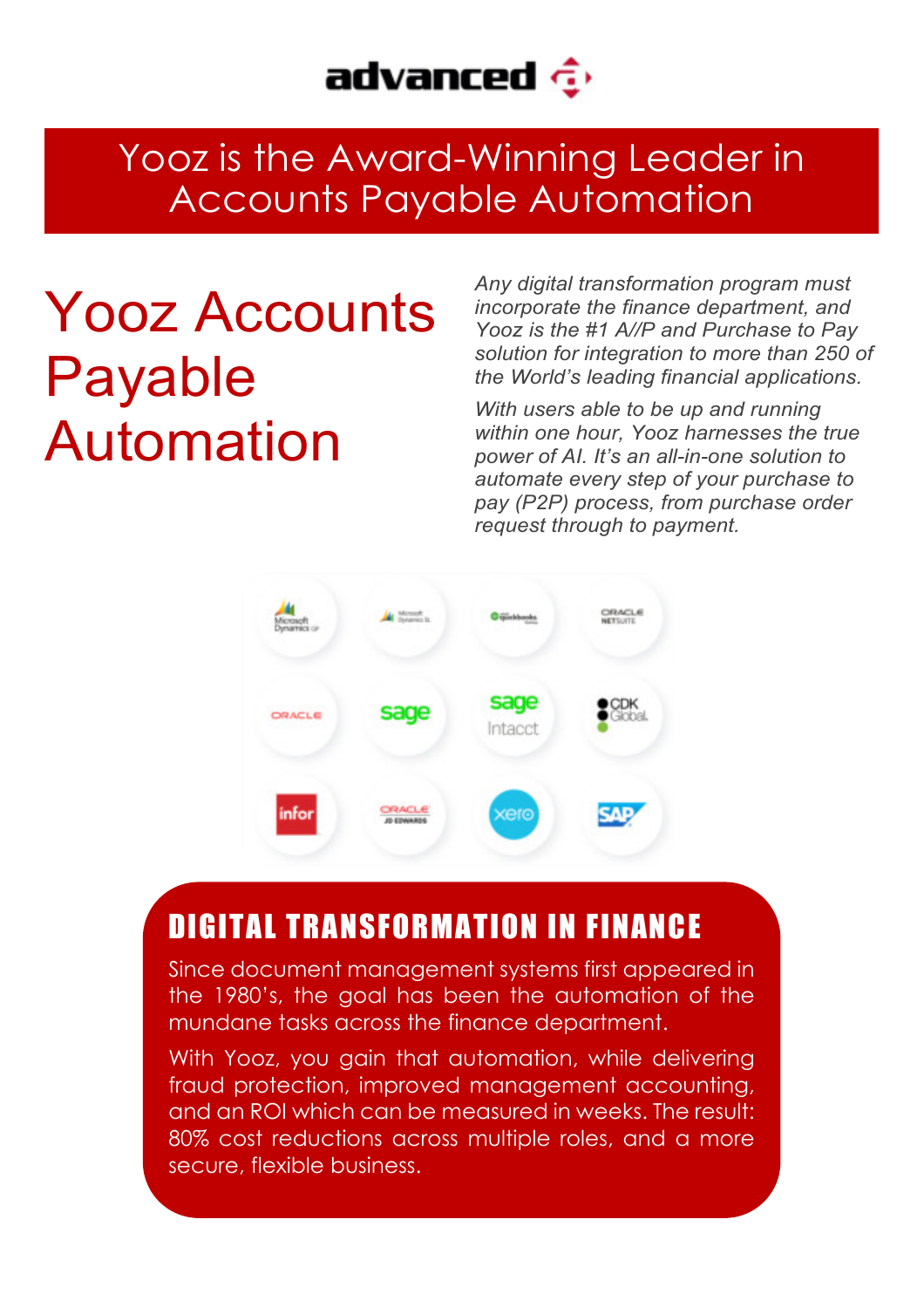advanced

## Yooz is the Award-Winning Leader in Accounts Payable Automation

# Yooz Accounts Payable Automation

*Any digital transformation program must incorporate the finance department, and Yooz is the #1 A//P and Purchase to Pay solution for integration to more than 250 of the World's leading financial applications.*

*With users able to be up and running within one hour, Yooz harnesses the true power of AI. It's an all-in-one solution to automate every step of your purchase to pay (P2P) process, from purchase order request through to payment.*

## DIGITAL TRANSFORMATION IN FINANCE

Since document management systems first appeared in the 1980's, the goal has been the automation of the mundane tasks across the finance department.

With Yooz, you gain that automation, while delivering fraud protection, improved management accounting, and an ROI which can be measured in weeks. The result: 80% cost reductions across multiple roles, and a more secure, flexible business.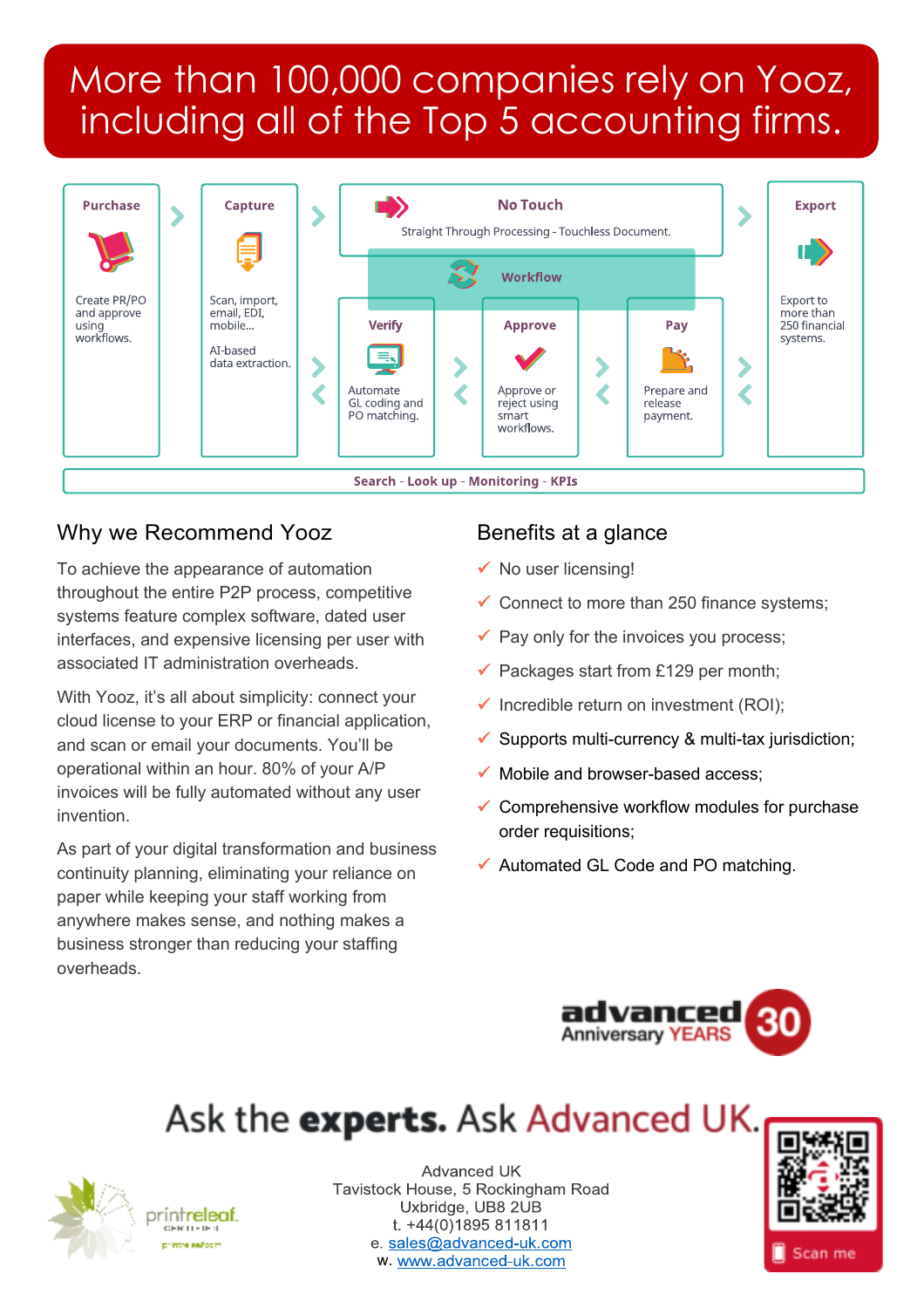# More than 100,000 companies rely on Yooz, including all of the Top 5 accounting firms.

**Purchase**

Create PR/PO and approve using workflows.

**Capture**

Scan, import, email, EDI, mobile...

AI-based data extraction.

**No Touch**

Straight Through Processing - Touchless Document.

**Workflow**

**Verify**

Automate GL coding and PO matching.

**Approve**

Approve or reject using smart workflows.

**Pay**

Prepare and release payment.

**Export**

Export to more than 250 financial systems.

**Search - Look up - Monitoring - KPIs**

## Why we Recommend Yooz

To achieve the appearance of automation throughout the entire P2P process, competitive systems feature complex software, dated user interfaces, and expensive licensing per user with associated IT administration overheads.

With Yooz, it's all about simplicity: connect your cloud license to your ERP or financial application, and scan or email your documents. You'll be operational within an hour. 80% of your A/P invoices will be fully automated without any user invention.

As part of your digital transformation and business continuity planning, eliminating your reliance on paper while keeping your staff working from anywhere makes sense, and nothing makes a business stronger than reducing your staffing overheads.

## Benefits at a glance

- No user licensing!
- Connect to more than 250 finance systems;
- Pay only for the invoices you process;
- Packages start from £129 per month;
- Incredible return on investment (ROI);
- Supports multi-currency & multi-tax jurisdiction;
- Mobile and browser-based access;
- Comprehensive workflow modules for purchase order requisitions;
- Automated GL Code and PO matching.

advanced Anniversary YEARS 30

Ask the **experts.** Ask Advanced UK.

Advanced UK
Tavistock House, 5 Rockingham Road
Uxbridge, UB8 2UB
t. +44(0)1895 811811
e. sales@advanced-uk.com
w. www.advanced-uk.com

printreleaf

Scan me